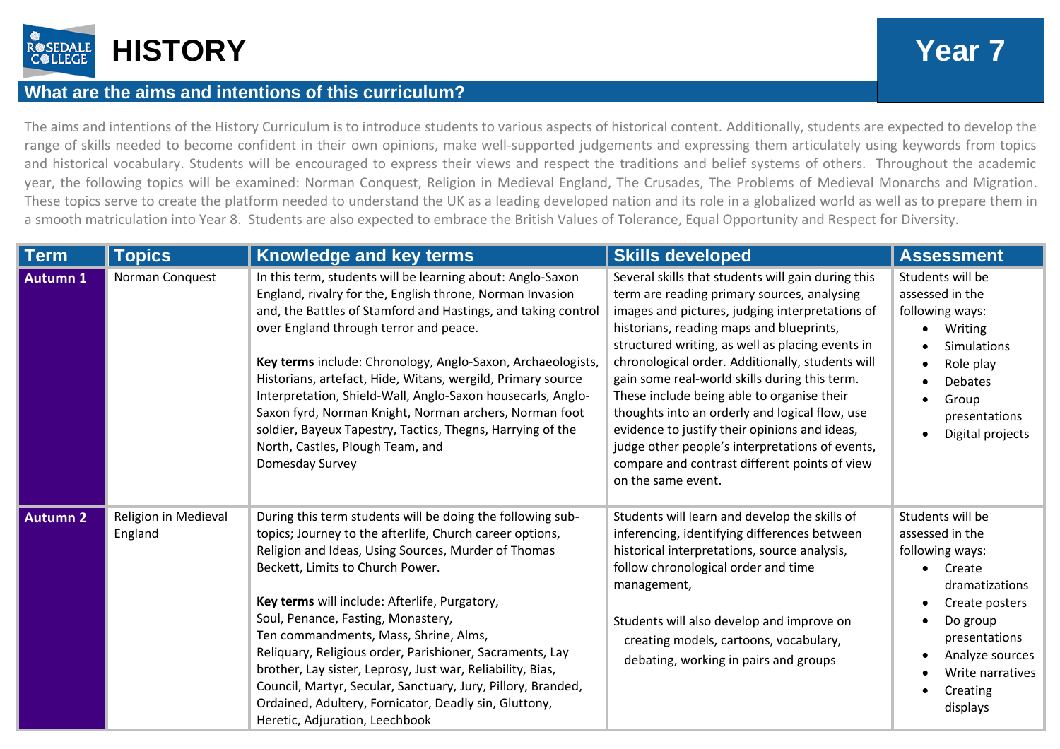# HISTORY

## Year 7

### What are the aims and intentions of this curriculum?

The aims and intentions of the History Curriculum is to introduce students to various aspects of historical content. Additionally, students are expected to develop the range of skills needed to become confident in their own opinions, make well-supported judgements and expressing them articulately using keywords from topics and historical vocabulary. Students will be encouraged to express their views and respect the traditions and belief systems of others. Throughout the academic year, the following topics will be examined: Norman Conquest, Religion in Medieval England, The Crusades, The Problems of Medieval Monarchs and Migration. These topics serve to create the platform needed to understand the UK as a leading developed nation and its role in a globalized world as well as to prepare them in a smooth matriculation into Year 8. Students are also expected to embrace the British Values of Tolerance, Equal Opportunity and Respect for Diversity.

| Term | Topics | Knowledge and key terms | Skills developed | Assessment |
|---|---|---|---|---|
| **Autumn 1** | Norman Conquest | In this term, students will be learning about: Anglo-Saxon England, rivalry for the, English throne, Norman Invasion and, the Battles of Stamford and Hastings, and taking control over England through terror and peace.<br><br>**Key terms** include: Chronology, Anglo-Saxon, Archaeologists, Historians, artefact, Hide, Witans, wergild, Primary source Interpretation, Shield-Wall, Anglo-Saxon housecarls, Anglo-Saxon fyrd, Norman Knight, Norman archers, Norman foot soldier, Bayeux Tapestry, Tactics, Thegns, Harrying of the North, Castles, Plough Team, and Domesday Survey | Several skills that students will gain during this term are reading primary sources, analysing images and pictures, judging interpretations of historians, reading maps and blueprints, structured writing, as well as placing events in chronological order. Additionally, students will gain some real-world skills during this term. These include being able to organise their thoughts into an orderly and logical flow, use evidence to justify their opinions and ideas, judge other people's interpretations of events, compare and contrast different points of view on the same event. | Students will be assessed in the following ways:<br>• Writing<br>• Simulations<br>• Role play<br>• Debates<br>• Group presentations<br>• Digital projects |
| **Autumn 2** | Religion in Medieval England | During this term students will be doing the following sub-topics; Journey to the afterlife, Church career options, Religion and Ideas, Using Sources, Murder of Thomas Beckett, Limits to Church Power.<br><br>**Key terms** will include: Afterlife, Purgatory, Soul, Penance, Fasting, Monastery, Ten commandments, Mass, Shrine, Alms, Reliquary, Religious order, Parishioner, Sacraments, Lay brother, Lay sister, Leprosy, Just war, Reliability, Bias, Council, Martyr, Secular, Sanctuary, Jury, Pillory, Branded, Ordained, Adultery, Fornicator, Deadly sin, Gluttony, Heretic, Adjuration, Leechbook | Students will learn and develop the skills of inferencing, identifying differences between historical interpretations, source analysis, follow chronological order and time management,<br><br>Students will also develop and improve on creating models, cartoons, vocabulary, debating, working in pairs and groups | Students will be assessed in the following ways:<br>• Create dramatizations<br>• Create posters<br>• Do group presentations<br>• Analyze sources<br>• Write narratives<br>• Creating displays |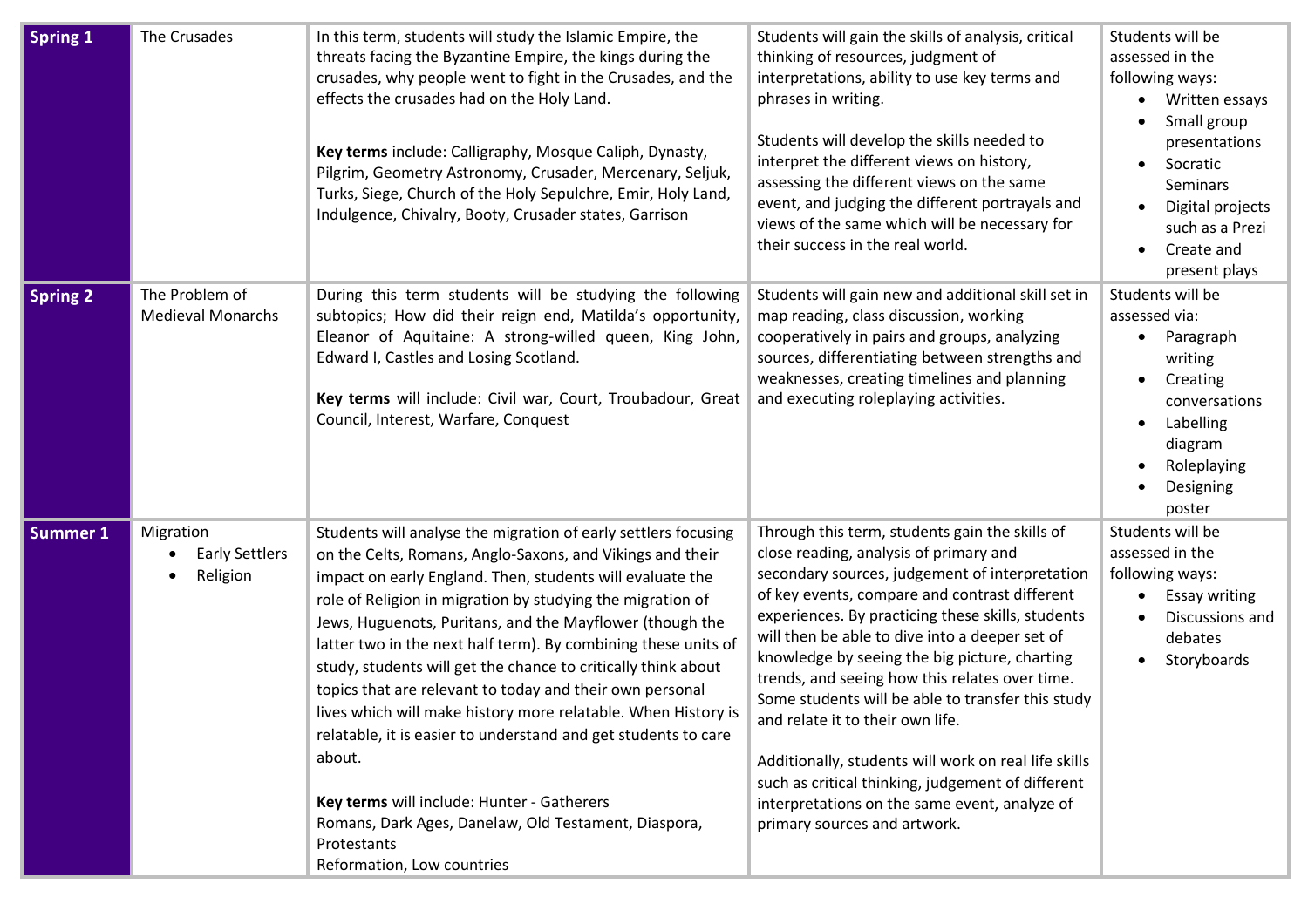| | | | | |
|---|---|---|---|---|
| **Spring 1** | The Crusades | In this term, students will study the Islamic Empire, the threats facing the Byzantine Empire, the kings during the crusades, why people went to fight in the Crusades, and the effects the crusades had on the Holy Land.<br><br>**Key terms** include: Calligraphy, Mosque Caliph, Dynasty, Pilgrim, Geometry Astronomy, Crusader, Mercenary, Seljuk, Turks, Siege, Church of the Holy Sepulchre, Emir, Holy Land, Indulgence, Chivalry, Booty, Crusader states, Garrison | Students will gain the skills of analysis, critical thinking of resources, judgment of interpretations, ability to use key terms and phrases in writing.<br><br>Students will develop the skills needed to interpret the different views on history, assessing the different views on the same event, and judging the different portrayals and views of the same which will be necessary for their success in the real world. | Students will be assessed in the following ways:<br>• Written essays<br>• Small group presentations<br>• Socratic Seminars<br>• Digital projects such as a Prezi<br>• Create and present plays |
| **Spring 2** | The Problem of Medieval Monarchs | During this term students will be studying the following subtopics; How did their reign end, Matilda's opportunity, Eleanor of Aquitaine: A strong-willed queen, King John, Edward I, Castles and Losing Scotland.<br><br>**Key terms** will include: Civil war, Court, Troubadour, Great Council, Interest, Warfare, Conquest | Students will gain new and additional skill set in map reading, class discussion, working cooperatively in pairs and groups, analyzing sources, differentiating between strengths and weaknesses, creating timelines and planning and executing roleplaying activities. | Students will be assessed via:<br>• Paragraph writing<br>• Creating conversations<br>• Labelling diagram<br>• Roleplaying<br>• Designing poster |
| **Summer 1** | Migration<br>• Early Settlers<br>• Religion | Students will analyse the migration of early settlers focusing on the Celts, Romans, Anglo-Saxons, and Vikings and their impact on early England. Then, students will evaluate the role of Religion in migration by studying the migration of Jews, Huguenots, Puritans, and the Mayflower (though the latter two in the next half term). By combining these units of study, students will get the chance to critically think about topics that are relevant to today and their own personal lives which will make history more relatable. When History is relatable, it is easier to understand and get students to care about.<br><br>**Key terms** will include: Hunter - Gatherers<br>Romans, Dark Ages, Danelaw, Old Testament, Diaspora, Protestants<br>Reformation, Low countries | Through this term, students gain the skills of close reading, analysis of primary and secondary sources, judgement of interpretation of key events, compare and contrast different experiences. By practicing these skills, students will then be able to dive into a deeper set of knowledge by seeing the big picture, charting trends, and seeing how this relates over time. Some students will be able to transfer this study and relate it to their own life.<br><br>Additionally, students will work on real life skills such as critical thinking, judgement of different interpretations on the same event, analyze of primary sources and artwork. | Students will be assessed in the following ways:<br>• Essay writing<br>• Discussions and debates<br>• Storyboards |